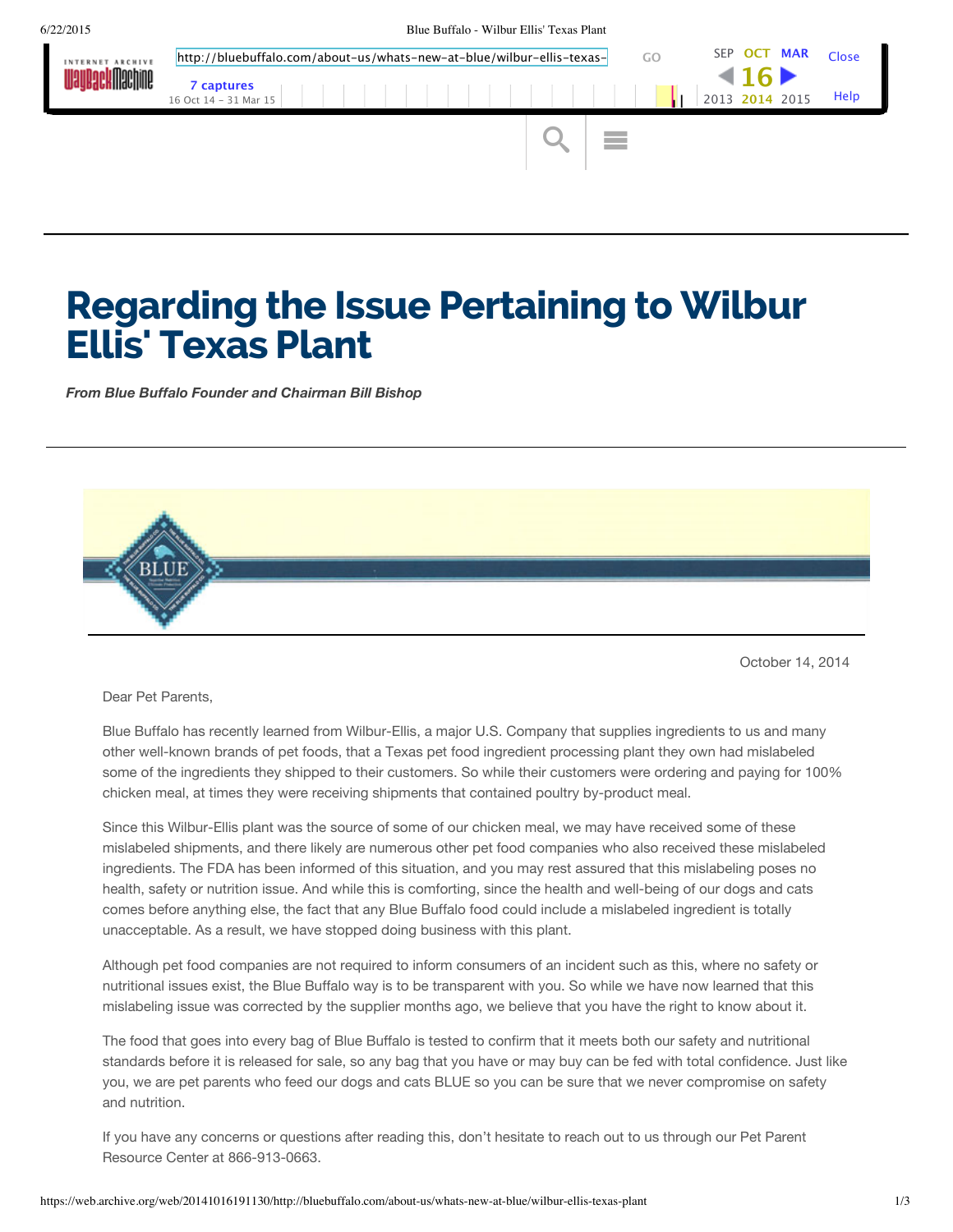# Regarding the Issue Pertaining to Wilbur Ellis' Texas Plant

***From Blue Buffalo Founder and Chairman Bill Bishop***

October 14, 2014

Dear Pet Parents,

Blue Buffalo has recently learned from Wilbur-Ellis, a major U.S. Company that supplies ingredients to us and many other well-known brands of pet foods, that a Texas pet food ingredient processing plant they own had mislabeled some of the ingredients they shipped to their customers. So while their customers were ordering and paying for 100% chicken meal, at times they were receiving shipments that contained poultry by-product meal.

Since this Wilbur-Ellis plant was the source of some of our chicken meal, we may have received some of these mislabeled shipments, and there likely are numerous other pet food companies who also received these mislabeled ingredients. The FDA has been informed of this situation, and you may rest assured that this mislabeling poses no health, safety or nutrition issue. And while this is comforting, since the health and well-being of our dogs and cats comes before anything else, the fact that any Blue Buffalo food could include a mislabeled ingredient is totally unacceptable. As a result, we have stopped doing business with this plant.

Although pet food companies are not required to inform consumers of an incident such as this, where no safety or nutritional issues exist, the Blue Buffalo way is to be transparent with you. So while we have now learned that this mislabeling issue was corrected by the supplier months ago, we believe that you have the right to know about it.

The food that goes into every bag of Blue Buffalo is tested to confirm that it meets both our safety and nutritional standards before it is released for sale, so any bag that you have or may buy can be fed with total confidence. Just like you, we are pet parents who feed our dogs and cats BLUE so you can be sure that we never compromise on safety and nutrition.

If you have any concerns or questions after reading this, don't hesitate to reach out to us through our Pet Parent Resource Center at 866-913-0663.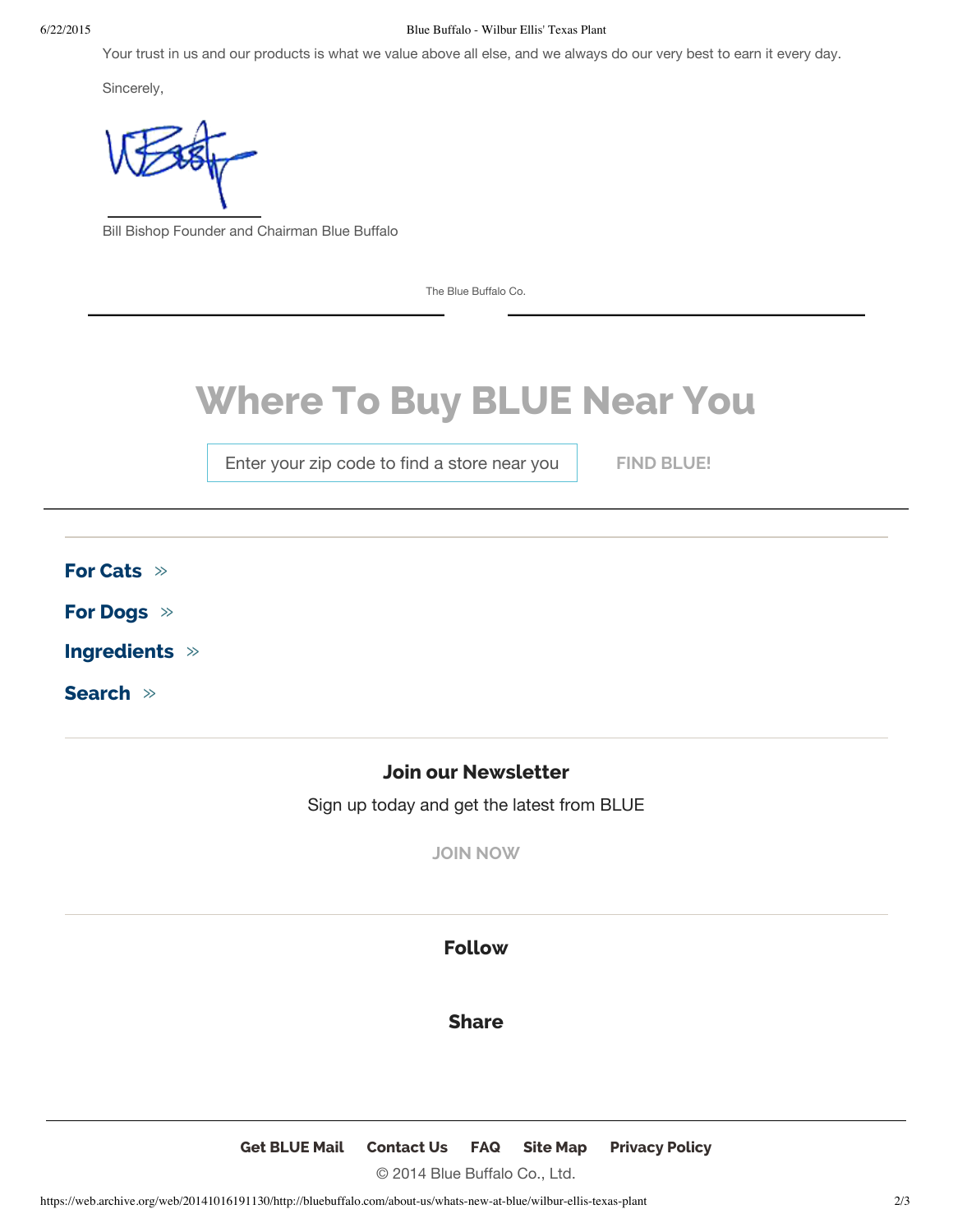Your trust in us and our products is what we value above all else, and we always do our very best to earn it every day.

Sincerely,

Bill Bishop Founder and Chairman Blue Buffalo

The Blue Buffalo Co.

# Where To Buy BLUE Near You

Enter your zip code to find a store near you

FIND BLUE!

**For Cats** »

**For Dogs** »

**Ingredients** »

**Search** »

## Join our Newsletter

Sign up today and get the latest from BLUE

JOIN NOW

## Follow

## Share

**Get BLUE Mail** **Contact Us** **FAQ** **Site Map** **Privacy Policy**

© 2014 Blue Buffalo Co., Ltd.